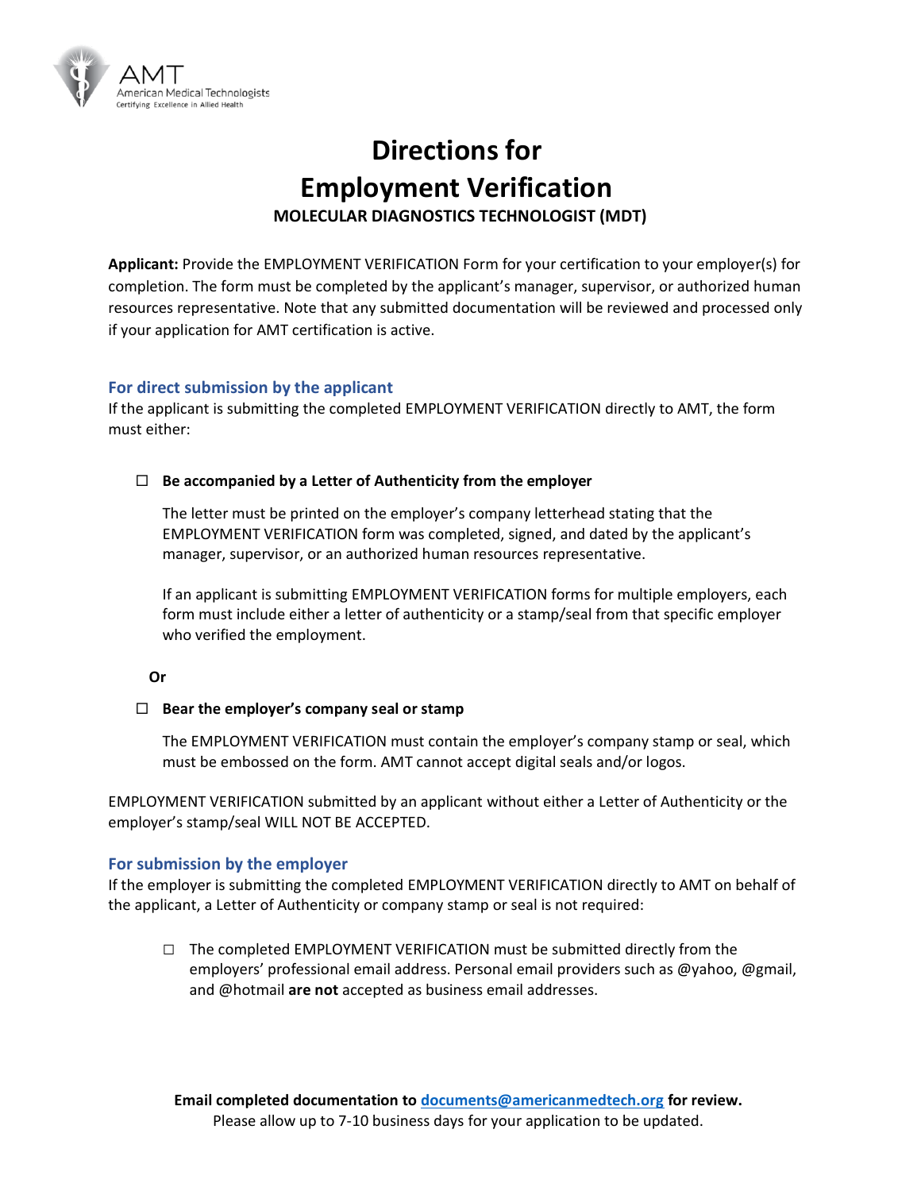# Directions for Employment Verification

## MOLECULAR DIAGNOSTICS TECHNOLOGIST (MDT)

**Applicant:** Provide the EMPLOYMENT VERIFICATION Form for your certification to your employer(s) for completion. The form must be completed by the applicant's manager, supervisor, or authorized human resources representative. Note that any submitted documentation will be reviewed and processed only if your application for AMT certification is active.

### For direct submission by the applicant

If the applicant is submitting the completed EMPLOYMENT VERIFICATION directly to AMT, the form must either:

☐ **Be accompanied by a Letter of Authenticity from the employer**

The letter must be printed on the employer's company letterhead stating that the EMPLOYMENT VERIFICATION form was completed, signed, and dated by the applicant's manager, supervisor, or an authorized human resources representative.

If an applicant is submitting EMPLOYMENT VERIFICATION forms for multiple employers, each form must include either a letter of authenticity or a stamp/seal from that specific employer who verified the employment.

**Or**

☐ **Bear the employer's company seal or stamp**

The EMPLOYMENT VERIFICATION must contain the employer's company stamp or seal, which must be embossed on the form. AMT cannot accept digital seals and/or logos.

EMPLOYMENT VERIFICATION submitted by an applicant without either a Letter of Authenticity or the employer's stamp/seal WILL NOT BE ACCEPTED.

### For submission by the employer

If the employer is submitting the completed EMPLOYMENT VERIFICATION directly to AMT on behalf of the applicant, a Letter of Authenticity or company stamp or seal is not required:

☐ The completed EMPLOYMENT VERIFICATION must be submitted directly from the employers' professional email address. Personal email providers such as @yahoo, @gmail, and @hotmail **are not** accepted as business email addresses.

**Email completed documentation to [documents@americanmedtech.org](mailto:documents@americanmedtech.org) for review.**
Please allow up to 7-10 business days for your application to be updated.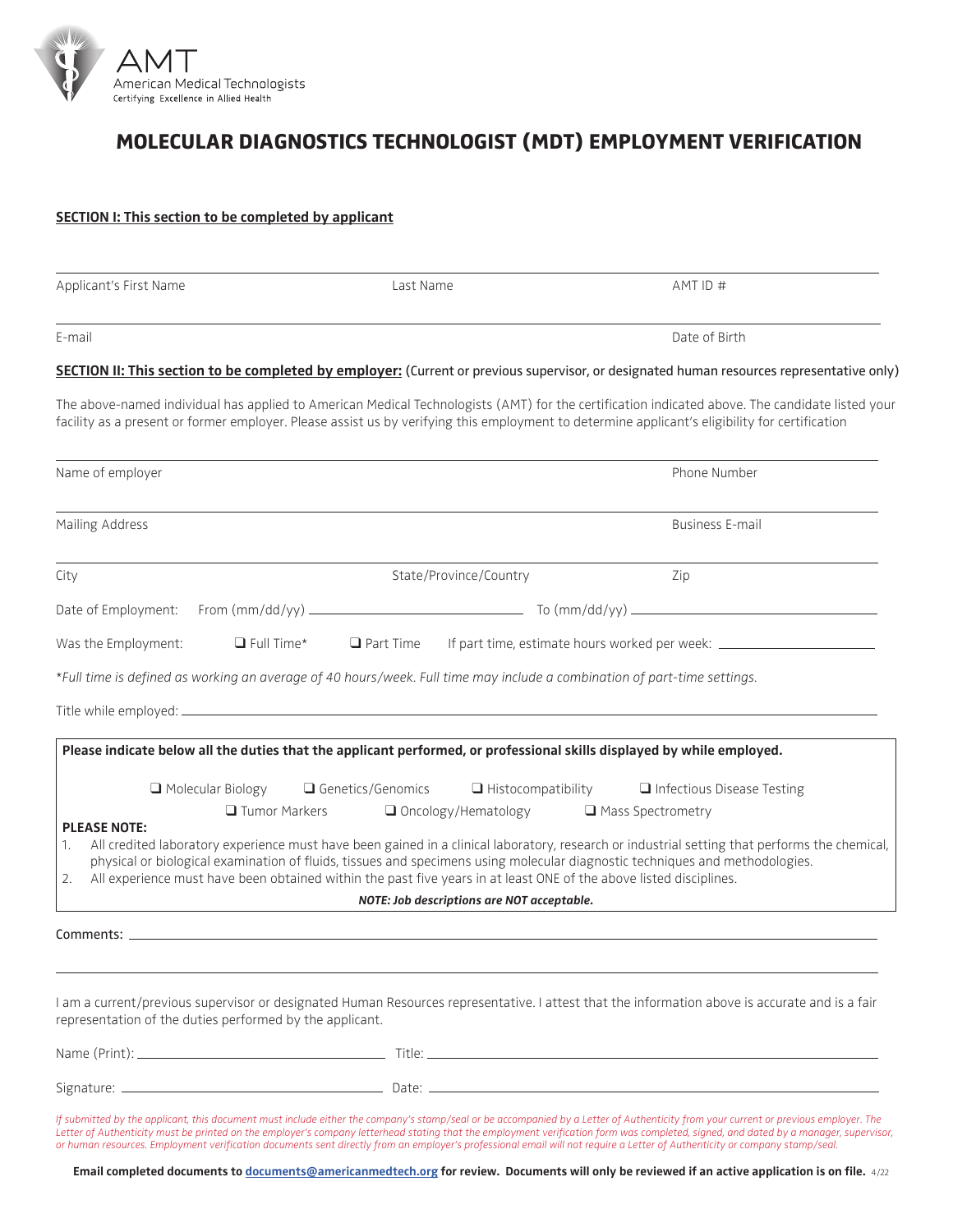AMT
American Medical Technologists
Certifying Excellence in Allied Health

# MOLECULAR DIAGNOSTICS TECHNOLOGIST (MDT) EMPLOYMENT VERIFICATION

**SECTION I: This section to be completed by applicant**

Applicant's First Name ____________ Last Name ____________ AMT ID # ____________

E-mail ____________ Date of Birth ____________

**SECTION II: This section to be completed by employer:** (Current or previous supervisor, or designated human resources representative only)

The above-named individual has applied to American Medical Technologists (AMT) for the certification indicated above. The candidate listed your facility as a present or former employer. Please assist us by verifying this employment to determine applicant's eligibility for certification

Name of employer ____________ Phone Number ____________

Mailing Address ____________ Business E-mail ____________

City ____________ State/Province/Country ____________ Zip ____________

Date of Employment: From (mm/dd/yy) ____________ To (mm/dd/yy) ____________

Was the Employment: ❑ Full Time* ❑ Part Time If part time, estimate hours worked per week: ____________

*\*Full time is defined as working an average of 40 hours/week. Full time may include a combination of part-time settings.*

Title while employed: ____________

**Please indicate below all the duties that the applicant performed, or professional skills displayed by while employed.**

❑ Molecular Biology ❑ Genetics/Genomics ❑ Histocompatibility ❑ Infectious Disease Testing

❑ Tumor Markers ❑ Oncology/Hematology ❑ Mass Spectrometry

**PLEASE NOTE:**

1. All credited laboratory experience must have been gained in a clinical laboratory, research or industrial setting that performs the chemical, physical or biological examination of fluids, tissues and specimens using molecular diagnostic techniques and methodologies.
2. All experience must have been obtained within the past five years in at least ONE of the above listed disciplines.

***NOTE: Job descriptions are NOT acceptable.***

Comments: ____________

I am a current/previous supervisor or designated Human Resources representative. I attest that the information above is accurate and is a fair representation of the duties performed by the applicant.

Name (Print): ____________ Title: ____________

Signature: ____________ Date: ____________

*If submitted by the applicant, this document must include either the company's stamp/seal or be accompanied by a Letter of Authenticity from your current or previous employer. The Letter of Authenticity must be printed on the employer's company letterhead stating that the employment verification form was completed, signed, and dated by a manager, supervisor, or human resources. Employment verification documents sent directly from an employer's professional email will not require a Letter of Authenticity or company stamp/seal.*

**Email completed documents to documents@americanmedtech.org for review. Documents will only be reviewed if an active application is on file.** 4/22